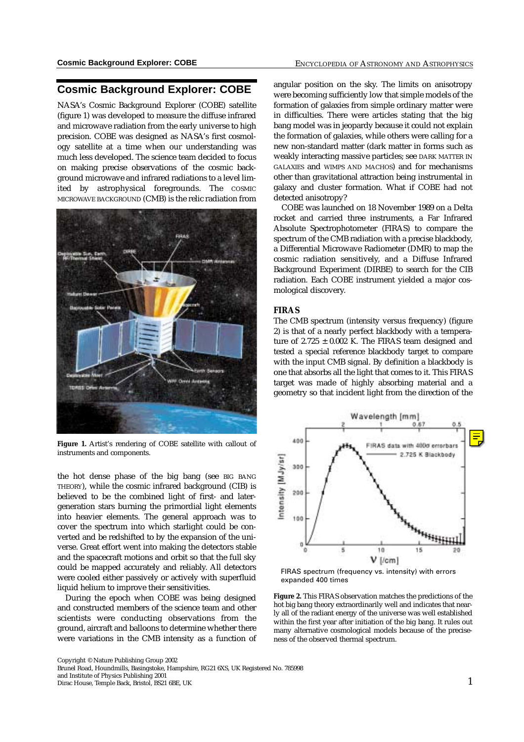## Cosmic Background Explorer: COBE

NASA's Cosmic Background Explorer (COBE) satellite (figure 1) was developed to measure the diffuse infrared and microwave radiation from the early universe to high precision. COBE was designed as NASA's first cosmology satellite at a time when our understanding was much less developed. The science team decided to focus on making precise observations of the cosmic background microwave and infrared radiations to a level limited by astrophysical foregrounds. The COSMIC MICROWAVE BACKGROUND (CMB) is the relic radiation from the hot dense phase of the big bang (see BIG BANG THEORY), while the cosmic infrared background (CIB) is believed to be the combined light of first- and later-generation stars burning the primordial light elements into heavier elements. The general approach was to cover the spectrum into which starlight could be converted and be redshifted to by the expansion of the universe. Great effort went into making the detectors stable and the spacecraft motions and orbit so that the full sky could be mapped accurately and reliably. All detectors were cooled either passively or actively with superfluid liquid helium to improve their sensitivities.

**Figure 1.** Artist's rendering of COBE satellite with callout of instruments and components.

During the epoch when COBE was being designed and constructed members of the science team and other scientists were conducting observations from the ground, aircraft and balloons to determine whether there were variations in the CMB intensity as a function of angular position on the sky. The limits on anisotropy were becoming sufficiently low that simple models of the formation of galaxies from simple ordinary matter were in difficulties. There were articles stating that the big bang model was in jeopardy because it could not explain the formation of galaxies, while others were calling for a new non-standard matter (dark matter in forms such as weakly interacting massive particles; see DARK MATTER IN GALAXIES and WIMPS AND MACHOS) and for mechanisms other than gravitational attraction being instrumental in galaxy and cluster formation. What if COBE had not detected anisotropy?

COBE was launched on 18 November 1989 on a Delta rocket and carried three instruments, a Far Infrared Absolute Spectrophotometer (FIRAS) to compare the spectrum of the CMB radiation with a precise blackbody, a Differential Microwave Radiometer (DMR) to map the cosmic radiation sensitively, and a Diffuse Infrared Background Experiment (DIRBE) to search for the CIB radiation. Each COBE instrument yielded a major cosmological discovery.

### FIRAS

The CMB spectrum (intensity versus frequency) (figure 2) is that of a nearly perfect blackbody with a temperature of $2.725 \pm 0.002$ K. The FIRAS team designed and tested a special reference blackbody target to compare with the input CMB signal. By definition a blackbody is one that absorbs all the light that comes to it. This FIRAS target was made of highly absorbing material and a geometry so that incident light from the direction of the

FIRAS spectrum (frequency vs. intensity) with errors expanded 400 times

**Figure 2.** This FIRAS observation matches the predictions of the hot big bang theory extraordinarily well and indicates that nearly all of the radiant energy of the universe was well established within the first year after initiation of the big bang. It rules out many alternative cosmological models because of the preciseness of the observed thermal spectrum.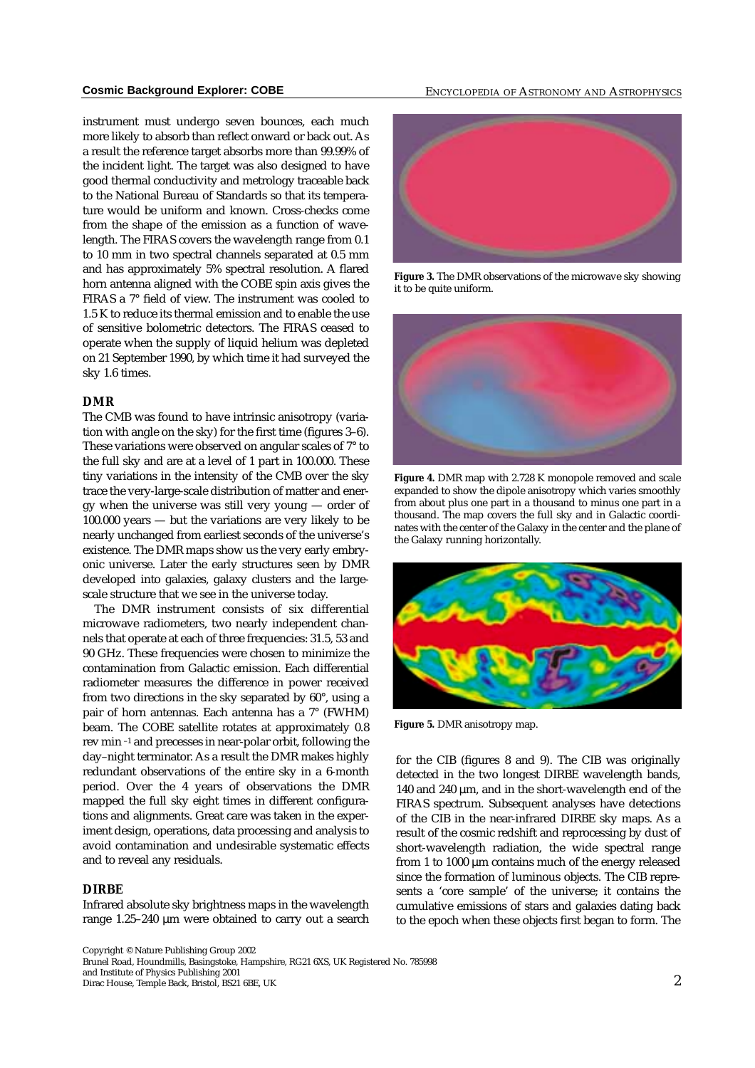instrument must undergo seven bounces, each much more likely to absorb than reflect onward or back out. As a result the reference target absorbs more than 99.99% of the incident light. The target was also designed to have good thermal conductivity and metrology traceable back to the National Bureau of Standards so that its temperature would be uniform and known. Cross-checks come from the shape of the emission as a function of wavelength. The FIRAS covers the wavelength range from 0.1 to 10 mm in two spectral channels separated at 0.5 mm and has approximately 5% spectral resolution. A flared horn antenna aligned with the COBE spin axis gives the FIRAS a 7° field of view. The instrument was cooled to 1.5 K to reduce its thermal emission and to enable the use of sensitive bolometric detectors. The FIRAS ceased to operate when the supply of liquid helium was depleted on 21 September 1990, by which time it had surveyed the sky 1.6 times.

### DMR

The CMB was found to have intrinsic anisotropy (variation with angle on the sky) for the first time (figures 3–6). These variations were observed on angular scales of 7° to the full sky and are at a level of 1 part in 100.000. These tiny variations in the intensity of the CMB over the sky trace the very-large-scale distribution of matter and energy when the universe was still very young — order of 100.000 years — but the variations are very likely to be nearly unchanged from earliest seconds of the universe's existence. The DMR maps show us the very early embryonic universe. Later the early structures seen by DMR developed into galaxies, galaxy clusters and the large-scale structure that we see in the universe today.

The DMR instrument consists of six differential microwave radiometers, two nearly independent channels that operate at each of three frequencies: 31.5, 53 and 90 GHz. These frequencies were chosen to minimize the contamination from Galactic emission. Each differential radiometer measures the difference in power received from two directions in the sky separated by 60°, using a pair of horn antennas. Each antenna has a 7° (FWHM) beam. The COBE satellite rotates at approximately 0.8 rev min $^{-1}$ and precesses in near-polar orbit, following the day–night terminator. As a result the DMR makes highly redundant observations of the entire sky in a 6-month period. Over the 4 years of observations the DMR mapped the full sky eight times in different configurations and alignments. Great care was taken in the experiment design, operations, data processing and analysis to avoid contamination and undesirable systematic effects and to reveal any residuals.

### DIRBE

Infrared absolute sky brightness maps in the wavelength range 1.25–240 µm were obtained to carry out a search for the CIB (figures 8 and 9). The CIB was originally detected in the two longest DIRBE wavelength bands, 140 and 240 µm, and in the short-wavelength end of the FIRAS spectrum. Subsequent analyses have detections of the CIB in the near-infrared DIRBE sky maps. As a result of the cosmic redshift and reprocessing by dust of short-wavelength radiation, the wide spectral range from 1 to 1000 µm contains much of the energy released since the formation of luminous objects. The CIB represents a 'core sample' of the universe; it contains the cumulative emissions of stars and galaxies dating back to the epoch when these objects first began to form. The

**Figure 3.** The DMR observations of the microwave sky showing it to be quite uniform.

**Figure 4.** DMR map with 2.728 K monopole removed and scale expanded to show the dipole anisotropy which varies smoothly from about plus one part in a thousand to minus one part in a thousand. The map covers the full sky and in Galactic coordinates with the center of the Galaxy in the center and the plane of the Galaxy running horizontally.

**Figure 5.** DMR anisotropy map.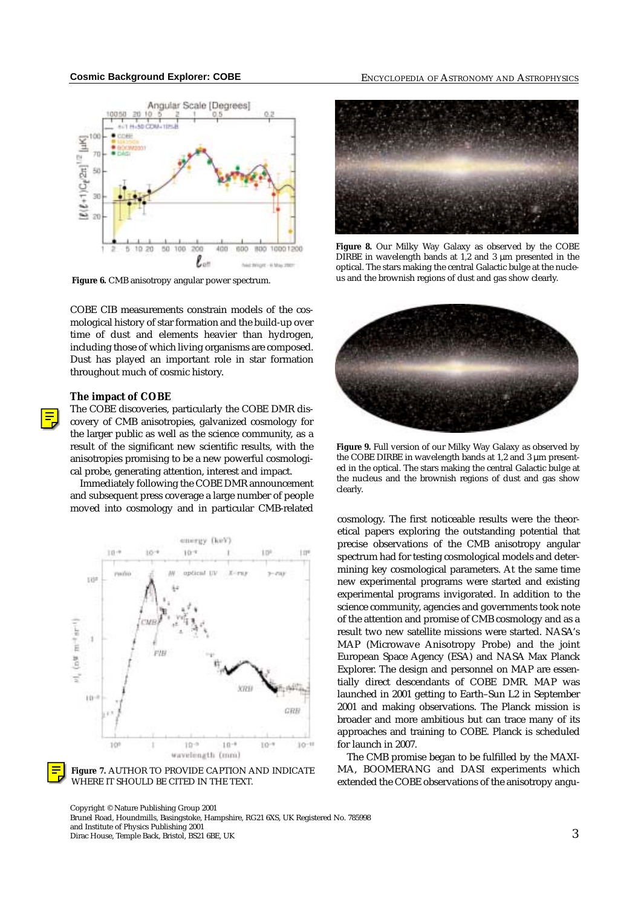Figure 6. CMB anisotropy angular power spectrum.

COBE CIB measurements constrain models of the cosmological history of star formation and the build-up over time of dust and elements heavier than hydrogen, including those of which living organisms are composed. Dust has played an important role in star formation throughout much of cosmic history.

### The impact of COBE

The COBE discoveries, particularly the COBE DMR discovery of CMB anisotropies, galvanized cosmology for the larger public as well as the science community, as a result of the significant new scientific results, with the anisotropies promising to be a new powerful cosmological probe, generating attention, interest and impact.

Immediately following the COBE DMR announcement and subsequent press coverage a large number of people moved into cosmology and in particular CMB-related cosmology. The first noticeable results were the theoretical papers exploring the outstanding potential that precise observations of the CMB anisotropy angular spectrum had for testing cosmological models and determining key cosmological parameters. At the same time new experimental programs were started and existing experimental programs invigorated. In addition to the science community, agencies and governments took note of the attention and promise of CMB cosmology and as a result two new satellite missions were started. NASA's MAP (Microwave Anisotropy Probe) and the joint European Space Agency (ESA) and NASA Max Planck Explorer. The design and personnel on MAP are essentially direct descendants of COBE DMR. MAP was launched in 2001 getting to Earth–Sun L2 in September 2001 and making observations. The Planck mission is broader and more ambitious but can trace many of its approaches and training to COBE. Planck is scheduled for launch in 2007.

The CMB promise began to be fulfilled by the MAXIMA, BOOMERANG and DASI experiments which extended the COBE observations of the anisotropy angu-

Figure 7. AUTHOR TO PROVIDE CAPTION AND INDICATE WHERE IT SHOULD BE CITED IN THE TEXT.

Figure 8. Our Milky Way Galaxy as observed by the COBE DIRBE in wavelength bands at 1,2 and 3 μm presented in the optical. The stars making the central Galactic bulge at the nucleus and the brownish regions of dust and gas show clearly.

Figure 9. Full version of our Milky Way Galaxy as observed by the COBE DIRBE in wavelength bands at 1,2 and 3 μm presented in the optical. The stars making the central Galactic bulge at the nucleus and the brownish regions of dust and gas show clearly.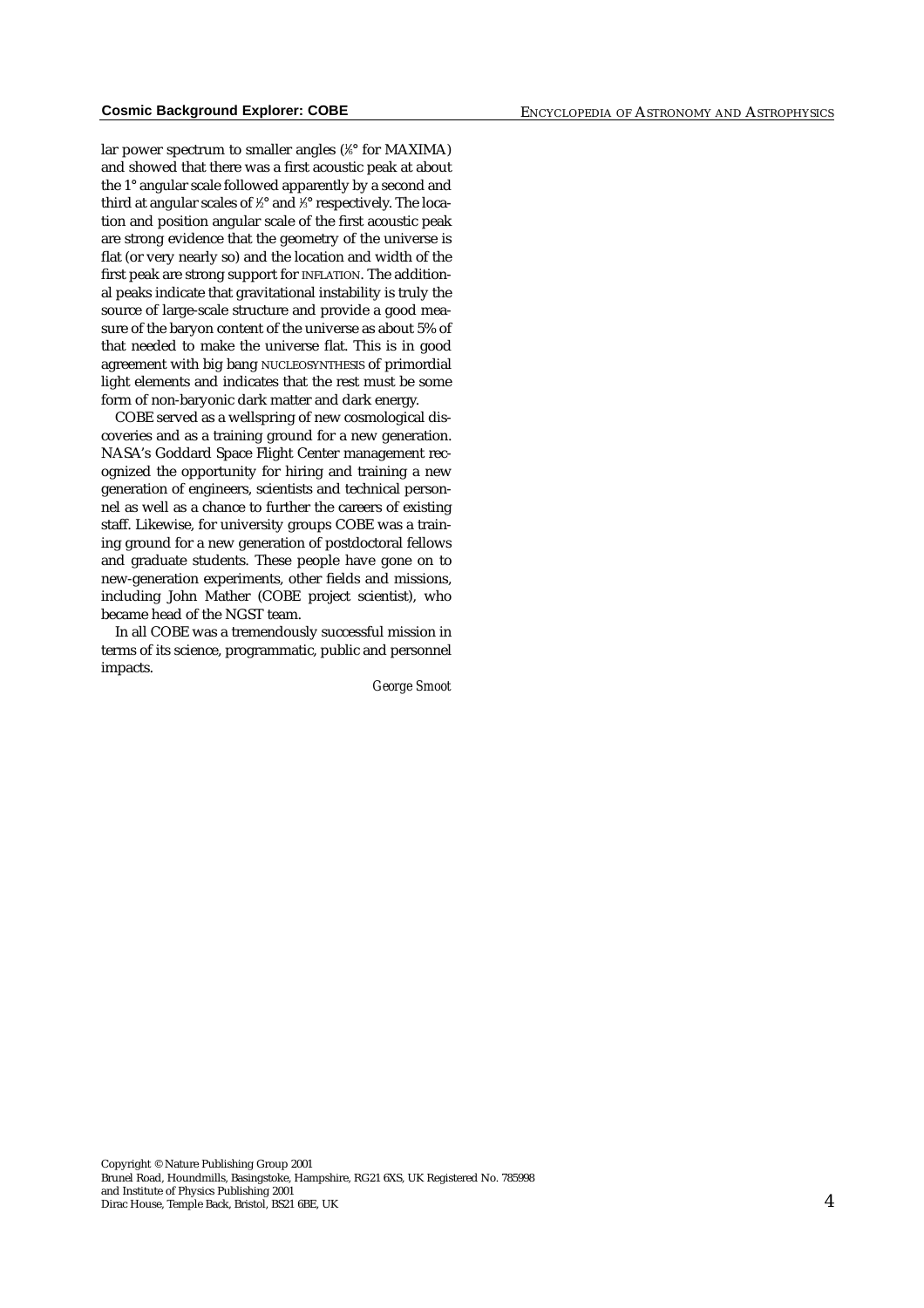lar power spectrum to smaller angles (⅙° for MAXIMA) and showed that there was a first acoustic peak at about the 1° angular scale followed apparently by a second and third at angular scales of ½° and ⅓° respectively. The location and position angular scale of the first acoustic peak are strong evidence that the geometry of the universe is flat (or very nearly so) and the location and width of the first peak are strong support for INFLATION. The additional peaks indicate that gravitational instability is truly the source of large-scale structure and provide a good measure of the baryon content of the universe as about 5% of that needed to make the universe flat. This is in good agreement with big bang NUCLEOSYNTHESIS of primordial light elements and indicates that the rest must be some form of non-baryonic dark matter and dark energy.

COBE served as a wellspring of new cosmological discoveries and as a training ground for a new generation. NASA's Goddard Space Flight Center management recognized the opportunity for hiring and training a new generation of engineers, scientists and technical personnel as well as a chance to further the careers of existing staff. Likewise, for university groups COBE was a training ground for a new generation of postdoctoral fellows and graduate students. These people have gone on to new-generation experiments, other fields and missions, including John Mather (COBE project scientist), who became head of the NGST team.

In all COBE was a tremendously successful mission in terms of its science, programmatic, public and personnel impacts.

*George Smoot*

Copyright © Nature Publishing Group 2001
Brunel Road, Houndmills, Basingstoke, Hampshire, RG21 6XS, UK Registered No. 785998
and Institute of Physics Publishing 2001
Dirac House, Temple Back, Bristol, BS21 6BE, UK